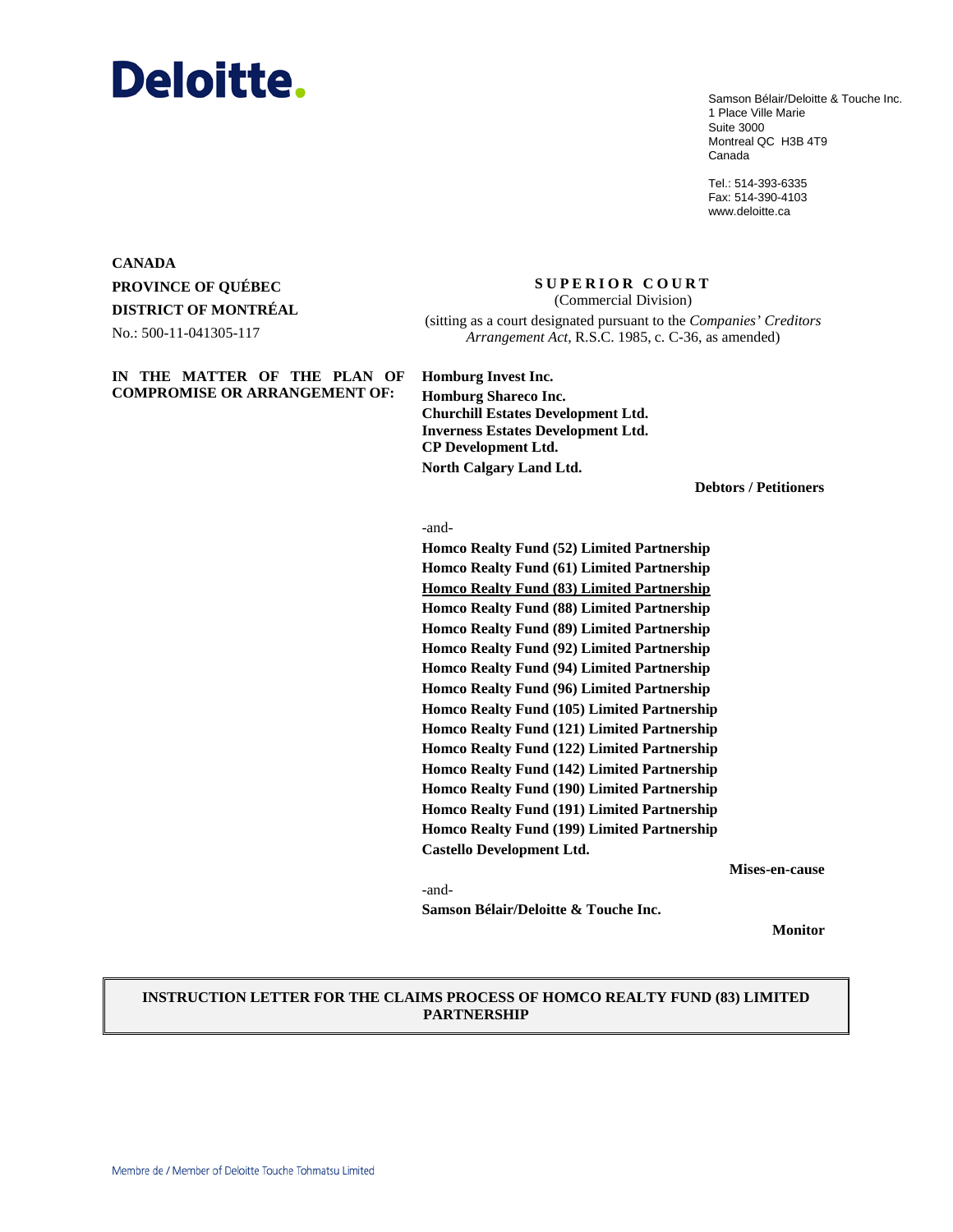Deloitte.

Samson Bélair/Deloitte & Touche Inc.
1 Place Ville Marie
Suite 3000
Montreal QC H3B 4T9
Canada

Tel.: 514-393-6335
Fax: 514-390-4103
www.deloitte.ca

**CANADA**
**PROVINCE OF QUÉBEC**
**DISTRICT OF MONTRÉAL**
No.: 500-11-041305-117

**SUPERIOR COURT**
(Commercial Division)
(sitting as a court designated pursuant to the *Companies' Creditors Arrangement Act*, R.S.C. 1985, c. C-36, as amended)

**IN THE MATTER OF THE PLAN OF COMPROMISE OR ARRANGEMENT OF:**

**Homburg Invest Inc.**
**Homburg Shareco Inc.**
**Churchill Estates Development Ltd.**
**Inverness Estates Development Ltd.**
**CP Development Ltd.**
**North Calgary Land Ltd.**

**Debtors / Petitioners**

-and-

**Homco Realty Fund (52) Limited Partnership**
**Homco Realty Fund (61) Limited Partnership**
**Homco Realty Fund (83) Limited Partnership**
**Homco Realty Fund (88) Limited Partnership**
**Homco Realty Fund (89) Limited Partnership**
**Homco Realty Fund (92) Limited Partnership**
**Homco Realty Fund (94) Limited Partnership**
**Homco Realty Fund (96) Limited Partnership**
**Homco Realty Fund (105) Limited Partnership**
**Homco Realty Fund (121) Limited Partnership**
**Homco Realty Fund (122) Limited Partnership**
**Homco Realty Fund (142) Limited Partnership**
**Homco Realty Fund (190) Limited Partnership**
**Homco Realty Fund (191) Limited Partnership**
**Homco Realty Fund (199) Limited Partnership**
**Castello Development Ltd.**

**Mises-en-cause**

-and-

**Samson Bélair/Deloitte & Touche Inc.**

**Monitor**

**INSTRUCTION LETTER FOR THE CLAIMS PROCESS OF HOMCO REALTY FUND (83) LIMITED PARTNERSHIP**

Membre de / Member of Deloitte Touche Tohmatsu Limited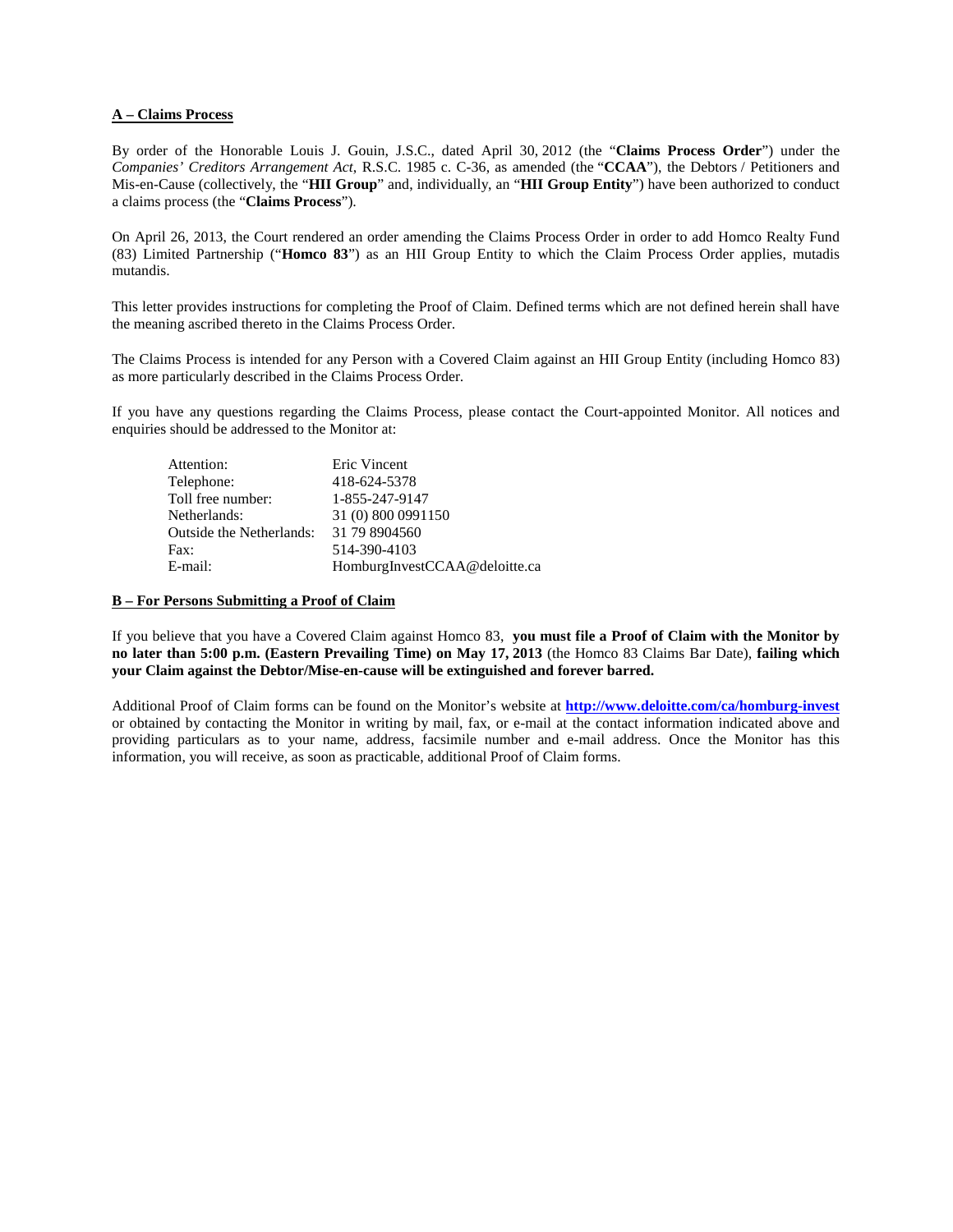**A – Claims Process**

By order of the Honorable Louis J. Gouin, J.S.C., dated April 30, 2012 (the "**Claims Process Order**") under the *Companies' Creditors Arrangement Act*, R.S.C. 1985 c. C-36, as amended (the "**CCAA**"), the Debtors / Petitioners and Mis-en-Cause (collectively, the "**HII Group**" and, individually, an "**HII Group Entity**") have been authorized to conduct a claims process (the "**Claims Process**").

On April 26, 2013, the Court rendered an order amending the Claims Process Order in order to add Homco Realty Fund (83) Limited Partnership ("**Homco 83**") as an HII Group Entity to which the Claim Process Order applies, mutadis mutandis.

This letter provides instructions for completing the Proof of Claim. Defined terms which are not defined herein shall have the meaning ascribed thereto in the Claims Process Order.

The Claims Process is intended for any Person with a Covered Claim against an HII Group Entity (including Homco 83) as more particularly described in the Claims Process Order.

If you have any questions regarding the Claims Process, please contact the Court-appointed Monitor. All notices and enquiries should be addressed to the Monitor at:

| | |
|---|---|
| Attention: | Eric Vincent |
| Telephone: | 418-624-5378 |
| Toll free number: | 1-855-247-9147 |
| Netherlands: | 31 (0) 800 0991150 |
| Outside the Netherlands: | 31 79 8904560 |
| Fax: | 514-390-4103 |
| E-mail: | HomburgInvestCCAA@deloitte.ca |

**B – For Persons Submitting a Proof of Claim**

If you believe that you have a Covered Claim against Homco 83, **you must file a Proof of Claim with the Monitor by no later than 5:00 p.m. (Eastern Prevailing Time) on May 17, 2013** (the Homco 83 Claims Bar Date), **failing which your Claim against the Debtor/Mise-en-cause will be extinguished and forever barred.**

Additional Proof of Claim forms can be found on the Monitor's website at **http://www.deloitte.com/ca/homburg-invest** or obtained by contacting the Monitor in writing by mail, fax, or e-mail at the contact information indicated above and providing particulars as to your name, address, facsimile number and e-mail address. Once the Monitor has this information, you will receive, as soon as practicable, additional Proof of Claim forms.